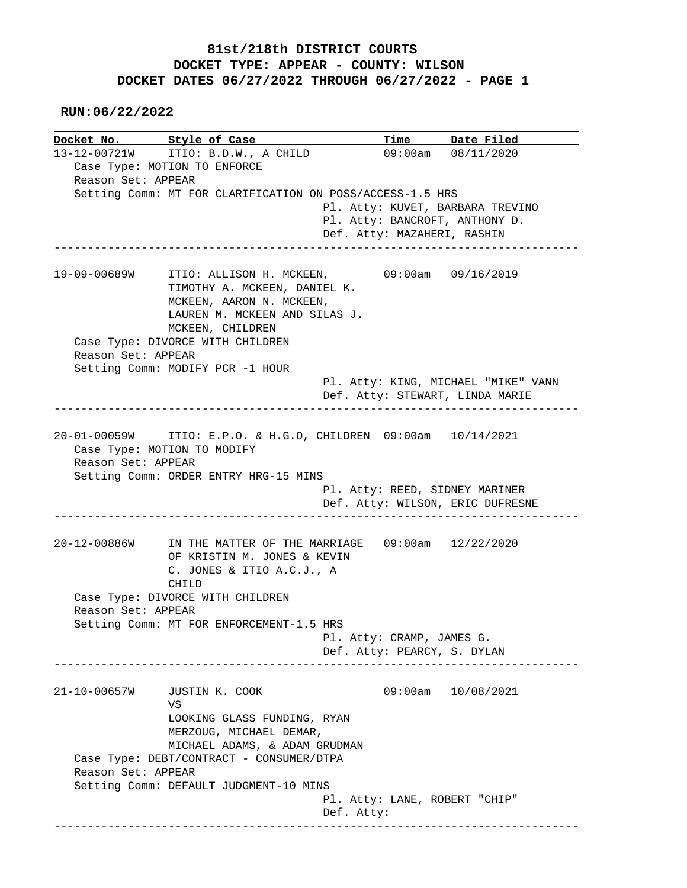# 81st/218th DISTRICT COURTS
## DOCKET TYPE: APPEAR - COUNTY: WILSON
## DOCKET DATES 06/27/2022 THROUGH 06/27/2022 - PAGE 1

**RUN:06/22/2022**

| Docket No. | Style of Case | Time | Date Filed |
|---|---|---|---|
| 13-12-00721W | ITIO: B.D.W., A CHILD | 09:00am | 08/11/2020 |

Case Type: MOTION TO ENFORCE
Reason Set: APPEAR
Setting Comm: MT FOR CLARIFICATION ON POSS/ACCESS-1.5 HRS
Pl. Atty: KUVET, BARBARA TREVINO
Pl. Atty: BANCROFT, ANTHONY D.
Def. Atty: MAZAHERI, RASHIN

---

| Docket No. | Style of Case | Time | Date Filed |
|---|---|---|---|
| 19-09-00689W | ITIO: ALLISON H. MCKEEN, TIMOTHY A. MCKEEN, DANIEL K. MCKEEN, AARON N. MCKEEN, LAUREN M. MCKEEN AND SILAS J. MCKEEN, CHILDREN | 09:00am | 09/16/2019 |

Case Type: DIVORCE WITH CHILDREN
Reason Set: APPEAR
Setting Comm: MODIFY PCR -1 HOUR
Pl. Atty: KING, MICHAEL "MIKE" VANN
Def. Atty: STEWART, LINDA MARIE

---

| Docket No. | Style of Case | Time | Date Filed |
|---|---|---|---|
| 20-01-00059W | ITIO: E.P.O. & H.G.O, CHILDREN | 09:00am | 10/14/2021 |

Case Type: MOTION TO MODIFY
Reason Set: APPEAR
Setting Comm: ORDER ENTRY HRG-15 MINS
Pl. Atty: REED, SIDNEY MARINER
Def. Atty: WILSON, ERIC DUFRESNE

---

| Docket No. | Style of Case | Time | Date Filed |
|---|---|---|---|
| 20-12-00886W | IN THE MATTER OF THE MARRIAGE OF KRISTIN M. JONES & KEVIN C. JONES & ITIO A.C.J., A CHILD | 09:00am | 12/22/2020 |

Case Type: DIVORCE WITH CHILDREN
Reason Set: APPEAR
Setting Comm: MT FOR ENFORCEMENT-1.5 HRS
Pl. Atty: CRAMP, JAMES G.
Def. Atty: PEARCY, S. DYLAN

---

| Docket No. | Style of Case | Time | Date Filed |
|---|---|---|---|
| 21-10-00657W | JUSTIN K. COOK VS LOOKING GLASS FUNDING, RYAN MERZOUG, MICHAEL DEMAR, MICHAEL ADAMS, & ADAM GRUDMAN | 09:00am | 10/08/2021 |

Case Type: DEBT/CONTRACT - CONSUMER/DTPA
Reason Set: APPEAR
Setting Comm: DEFAULT JUDGMENT-10 MINS
Pl. Atty: LANE, ROBERT "CHIP"
Def. Atty:

---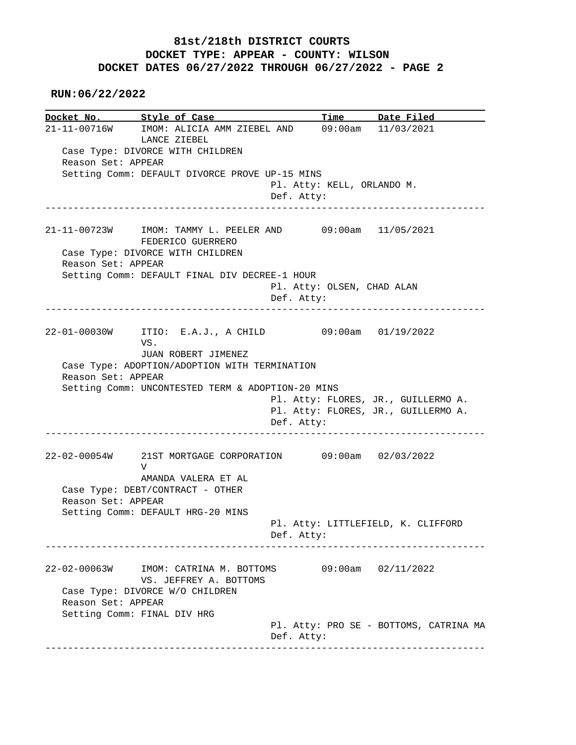**81st/218th DISTRICT COURTS**
**DOCKET TYPE: APPEAR - COUNTY: WILSON**
**DOCKET DATES 06/27/2022 THROUGH 06/27/2022 - PAGE 2**

**RUN:06/22/2022**

| Docket No. | Style of Case | Time | Date Filed |
|---|---|---|---|

**21-11-00716W** IMOM: ALICIA AMM ZIEBEL AND LANCE ZIEBEL — 09:00am — 11/03/2021

Case Type: DIVORCE WITH CHILDREN
Reason Set: APPEAR
Setting Comm: DEFAULT DIVORCE PROVE UP-15 MINS
Pl. Atty: KELL, ORLANDO M.
Def. Atty:

---

**21-11-00723W** IMOM: TAMMY L. PEELER AND FEDERICO GUERRERO — 09:00am — 11/05/2021

Case Type: DIVORCE WITH CHILDREN
Reason Set: APPEAR
Setting Comm: DEFAULT FINAL DIV DECREE-1 HOUR
Pl. Atty: OLSEN, CHAD ALAN
Def. Atty:

---

**22-01-00030W** ITIO: E.A.J., A CHILD VS. JUAN ROBERT JIMENEZ — 09:00am — 01/19/2022

Case Type: ADOPTION/ADOPTION WITH TERMINATION
Reason Set: APPEAR
Setting Comm: UNCONTESTED TERM & ADOPTION-20 MINS
Pl. Atty: FLORES, JR., GUILLERMO A.
Pl. Atty: FLORES, JR., GUILLERMO A.
Def. Atty:

---

**22-02-00054W** 21ST MORTGAGE CORPORATION V AMANDA VALERA ET AL — 09:00am — 02/03/2022

Case Type: DEBT/CONTRACT - OTHER
Reason Set: APPEAR
Setting Comm: DEFAULT HRG-20 MINS
Pl. Atty: LITTLEFIELD, K. CLIFFORD
Def. Atty:

---

**22-02-00063W** IMOM: CATRINA M. BOTTOMS VS. JEFFREY A. BOTTOMS — 09:00am — 02/11/2022

Case Type: DIVORCE W/O CHILDREN
Reason Set: APPEAR
Setting Comm: FINAL DIV HRG
Pl. Atty: PRO SE - BOTTOMS, CATRINA MA
Def. Atty:

---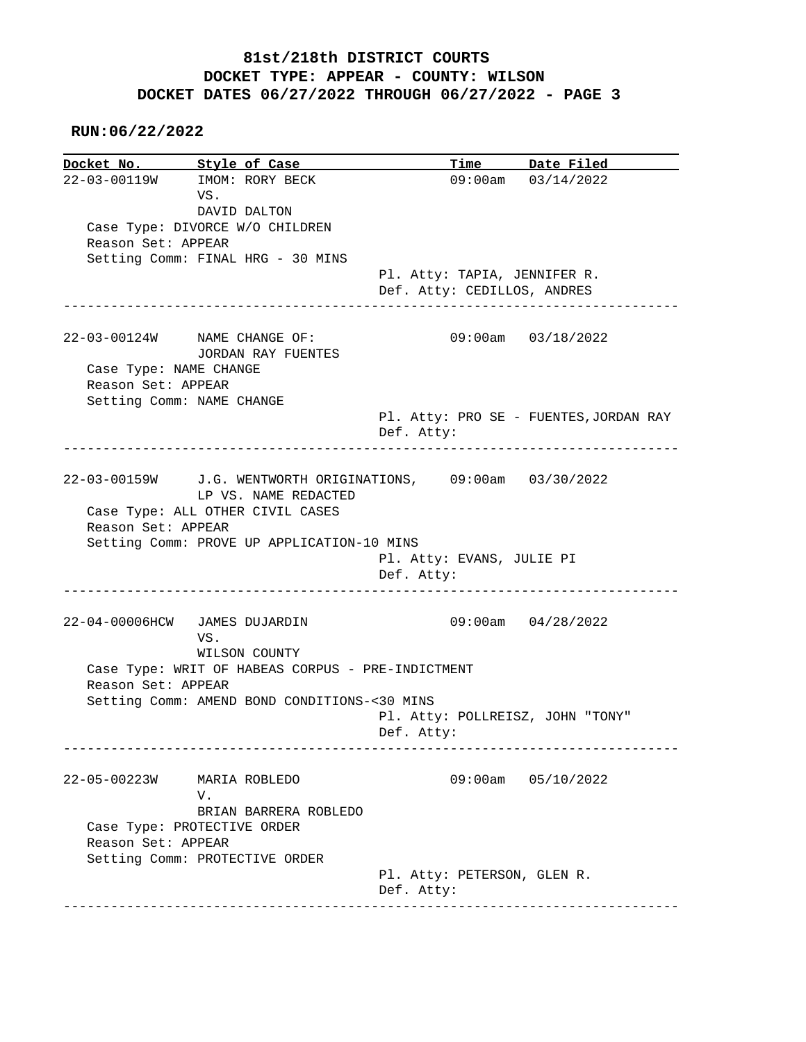# 81st/218th DISTRICT COURTS
## DOCKET TYPE: APPEAR - COUNTY: WILSON
## DOCKET DATES 06/27/2022 THROUGH 06/27/2022 - PAGE 3

**RUN:06/22/2022**

| Docket No. | Style of Case | Time | Date Filed |
|---|---|---|---|

---

**22-03-00119W** — IMOM: RORY BECK VS. DAVID DALTON — 09:00am — 03/14/2022

Case Type: DIVORCE W/O CHILDREN
Reason Set: APPEAR
Setting Comm: FINAL HRG - 30 MINS
Pl. Atty: TAPIA, JENNIFER R.
Def. Atty: CEDILLOS, ANDRES

---

**22-03-00124W** — NAME CHANGE OF: JORDAN RAY FUENTES — 09:00am — 03/18/2022

Case Type: NAME CHANGE
Reason Set: APPEAR
Setting Comm: NAME CHANGE
Pl. Atty: PRO SE - FUENTES,JORDAN RAY
Def. Atty:

---

**22-03-00159W** — J.G. WENTWORTH ORIGINATIONS, LP VS. NAME REDACTED — 09:00am — 03/30/2022

Case Type: ALL OTHER CIVIL CASES
Reason Set: APPEAR
Setting Comm: PROVE UP APPLICATION-10 MINS
Pl. Atty: EVANS, JULIE PI
Def. Atty:

---

**22-04-00006HCW** — JAMES DUJARDIN VS. WILSON COUNTY — 09:00am — 04/28/2022

Case Type: WRIT OF HABEAS CORPUS - PRE-INDICTMENT
Reason Set: APPEAR
Setting Comm: AMEND BOND CONDITIONS-<30 MINS
Pl. Atty: POLLREISZ, JOHN "TONY"
Def. Atty:

---

**22-05-00223W** — MARIA ROBLEDO V. BRIAN BARRERA ROBLEDO — 09:00am — 05/10/2022

Case Type: PROTECTIVE ORDER
Reason Set: APPEAR
Setting Comm: PROTECTIVE ORDER
Pl. Atty: PETERSON, GLEN R.
Def. Atty:

---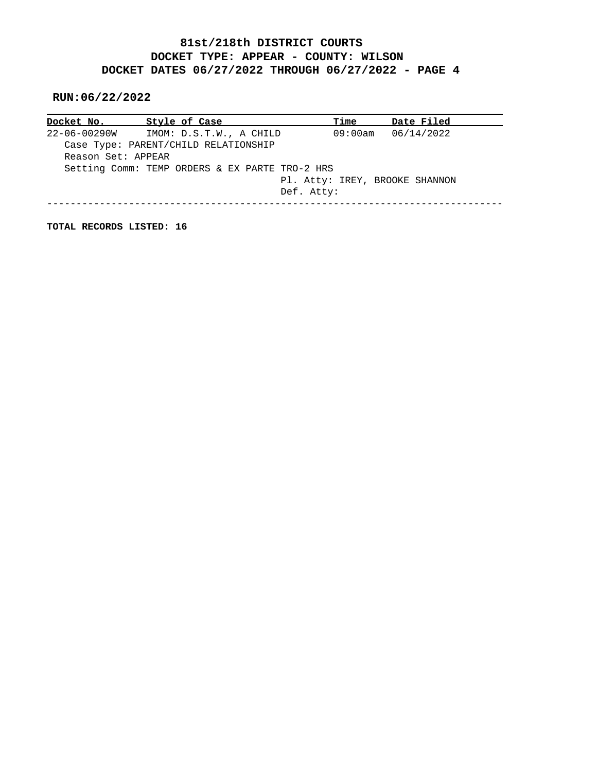# 81st/218th DISTRICT COURTS
## DOCKET TYPE: APPEAR - COUNTY: WILSON
## DOCKET DATES 06/27/2022 THROUGH 06/27/2022 - PAGE 4

**RUN:06/22/2022**

| Docket No. | Style of Case | Time | Date Filed |
|---|---|---|---|
| 22-06-00290W | IMOM: D.S.T.W., A CHILD | 09:00am | 06/14/2022 |

Case Type: PARENT/CHILD RELATIONSHIP
Reason Set: APPEAR
Setting Comm: TEMP ORDERS & EX PARTE TRO-2 HRS
Pl. Atty: IREY, BROOKE SHANNON
Def. Atty:

---

**TOTAL RECORDS LISTED: 16**